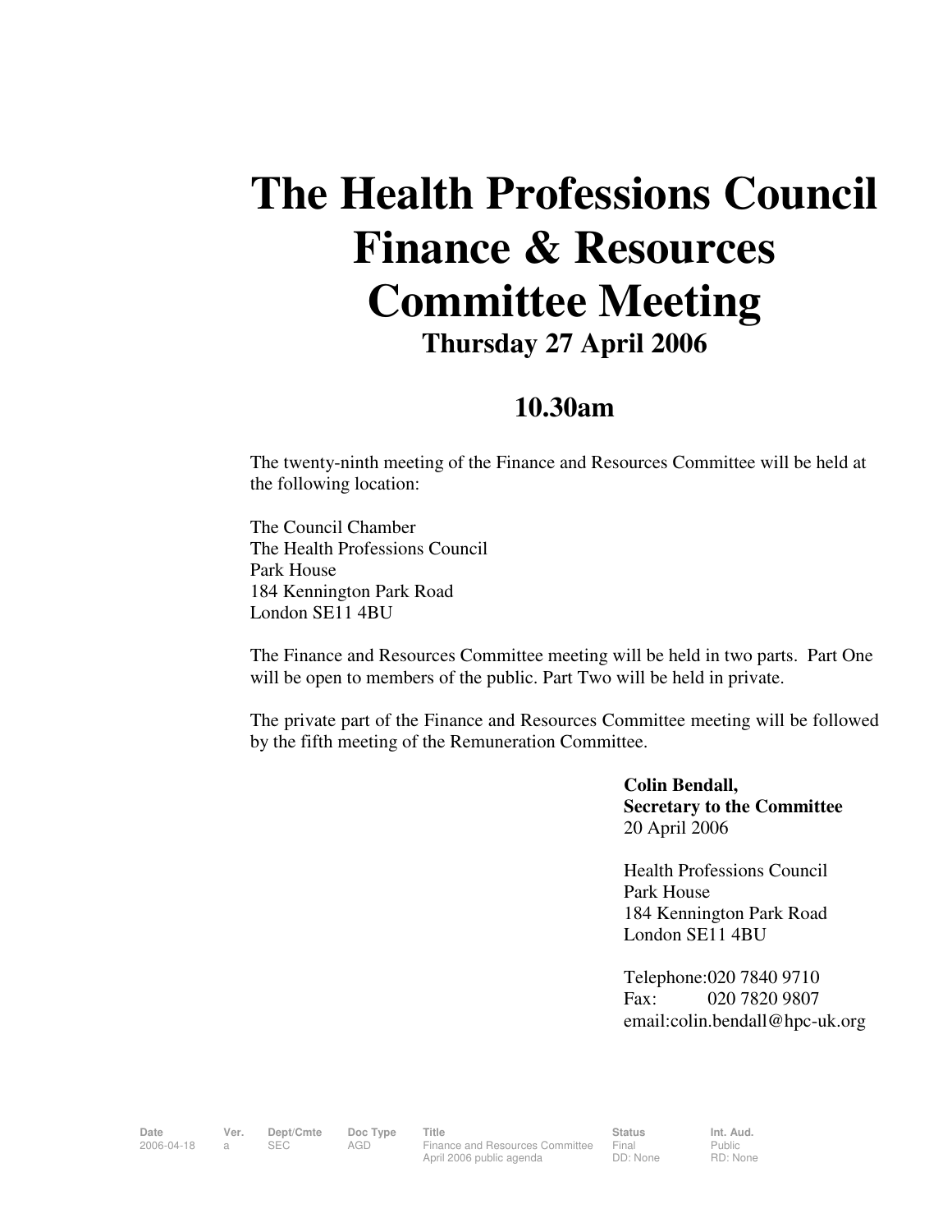# The Health Professions Council Finance & Resources Committee Meeting

## Thursday 27 April 2006

## 10.30am

The twenty-ninth meeting of the Finance and Resources Committee will be held at the following location:

The Council Chamber
The Health Professions Council
Park House
184 Kennington Park Road
London SE11 4BU

The Finance and Resources Committee meeting will be held in two parts. Part One will be open to members of the public. Part Two will be held in private.

The private part of the Finance and Resources Committee meeting will be followed by the fifth meeting of the Remuneration Committee.

**Colin Bendall,**
**Secretary to the Committee**
20 April 2006

Health Professions Council
Park House
184 Kennington Park Road
London SE11 4BU

Telephone:020 7840 9710
Fax: 020 7820 9807
email:colin.bendall@hpc-uk.org

| Date | Ver. | Dept/Cmte | Doc Type | Title | Status | Int. Aud. |
|---|---|---|---|---|---|---|
| 2006-04-18 | a | SEC | AGD | Finance and Resources Committee April 2006 public agenda | Final DD: None | Public RD: None |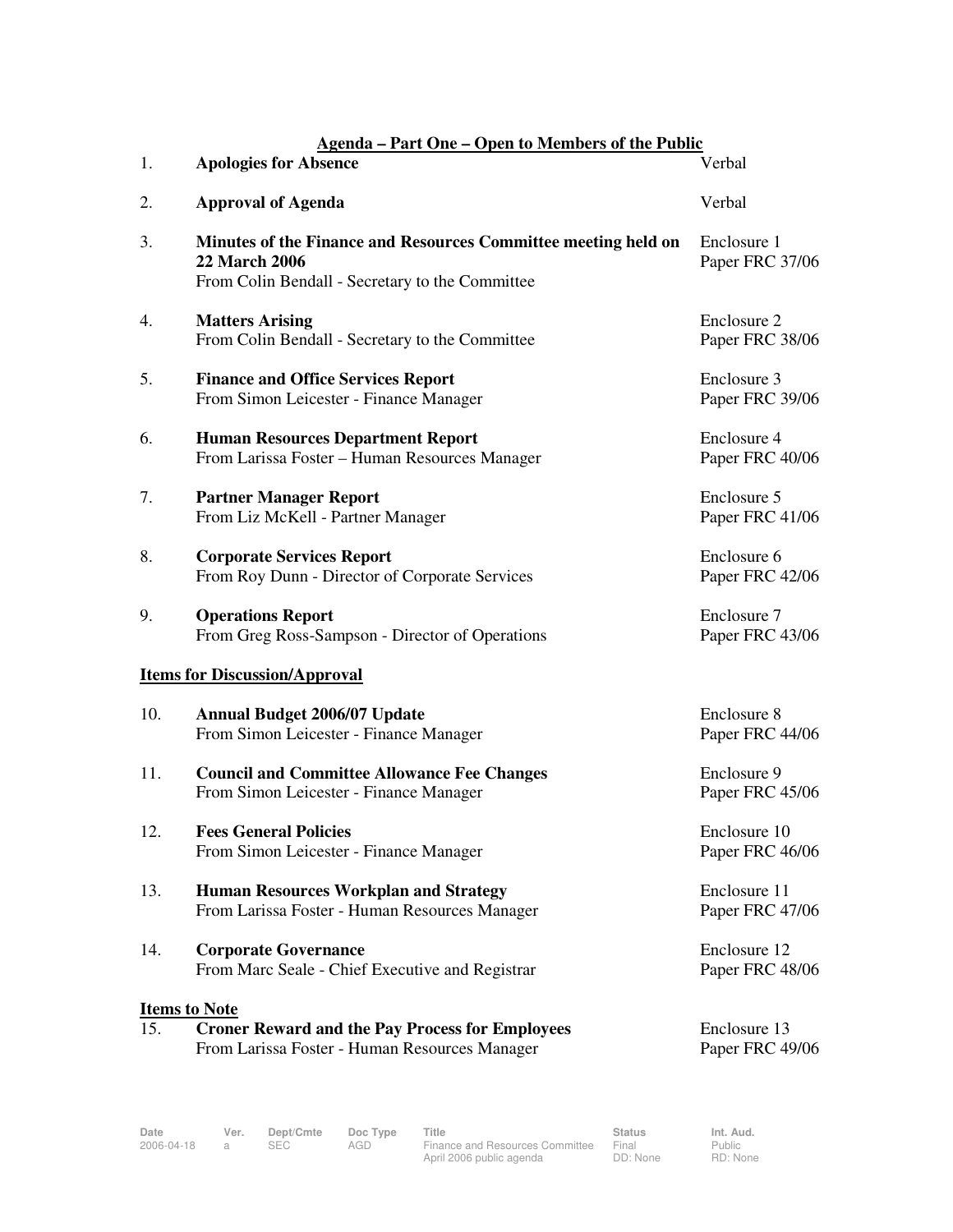## Agenda – Part One – Open to Members of the Public

| | | |
|---|---|---|
| 1. | **Apologies for Absence** | Verbal |
| 2. | **Approval of Agenda** | Verbal |
| 3. | **Minutes of the Finance and Resources Committee meeting held on 22 March 2006**<br>From Colin Bendall - Secretary to the Committee | Enclosure 1<br>Paper FRC 37/06 |
| 4. | **Matters Arising**<br>From Colin Bendall - Secretary to the Committee | Enclosure 2<br>Paper FRC 38/06 |
| 5. | **Finance and Office Services Report**<br>From Simon Leicester - Finance Manager | Enclosure 3<br>Paper FRC 39/06 |
| 6. | **Human Resources Department Report**<br>From Larissa Foster – Human Resources Manager | Enclosure 4<br>Paper FRC 40/06 |
| 7. | **Partner Manager Report**<br>From Liz McKell - Partner Manager | Enclosure 5<br>Paper FRC 41/06 |
| 8. | **Corporate Services Report**<br>From Roy Dunn - Director of Corporate Services | Enclosure 6<br>Paper FRC 42/06 |
| 9. | **Operations Report**<br>From Greg Ross-Sampson - Director of Operations | Enclosure 7<br>Paper FRC 43/06 |

**Items for Discussion/Approval**

| | | |
|---|---|---|
| 10. | **Annual Budget 2006/07 Update**<br>From Simon Leicester - Finance Manager | Enclosure 8<br>Paper FRC 44/06 |
| 11. | **Council and Committee Allowance Fee Changes**<br>From Simon Leicester - Finance Manager | Enclosure 9<br>Paper FRC 45/06 |
| 12. | **Fees General Policies**<br>From Simon Leicester - Finance Manager | Enclosure 10<br>Paper FRC 46/06 |
| 13. | **Human Resources Workplan and Strategy**<br>From Larissa Foster - Human Resources Manager | Enclosure 11<br>Paper FRC 47/06 |
| 14. | **Corporate Governance**<br>From Marc Seale - Chief Executive and Registrar | Enclosure 12<br>Paper FRC 48/06 |

**Items to Note**

| | | |
|---|---|---|
| 15. | **Croner Reward and the Pay Process for Employees**<br>From Larissa Foster - Human Resources Manager | Enclosure 13<br>Paper FRC 49/06 |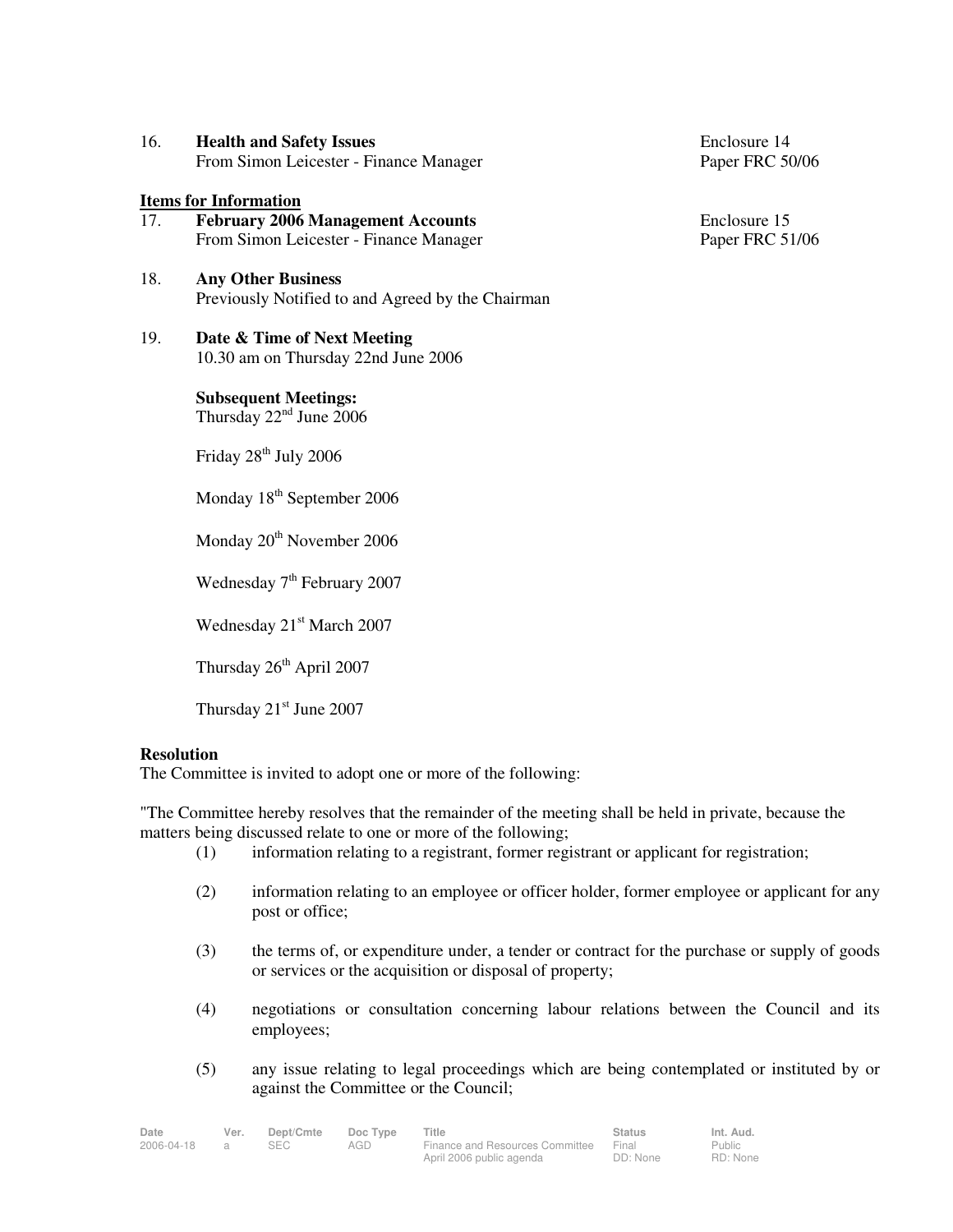16. **Health and Safety Issues**
From Simon Leicester - Finance Manager

Enclosure 14
Paper FRC 50/06

**Items for Information**

17. **February 2006 Management Accounts**
From Simon Leicester - Finance Manager

Enclosure 15
Paper FRC 51/06

18. **Any Other Business**
Previously Notified to and Agreed by the Chairman

19. **Date & Time of Next Meeting**
10.30 am on Thursday 22nd June 2006

**Subsequent Meetings:**
Thursday 22nd June 2006

Friday 28th July 2006

Monday 18th September 2006

Monday 20th November 2006

Wednesday 7th February 2007

Wednesday 21st March 2007

Thursday 26th April 2007

Thursday 21st June 2007

**Resolution**

The Committee is invited to adopt one or more of the following:

"The Committee hereby resolves that the remainder of the meeting shall be held in private, because the matters being discussed relate to one or more of the following;

(1) information relating to a registrant, former registrant or applicant for registration;

(2) information relating to an employee or officer holder, former employee or applicant for any post or office;

(3) the terms of, or expenditure under, a tender or contract for the purchase or supply of goods or services or the acquisition or disposal of property;

(4) negotiations or consultation concerning labour relations between the Council and its employees;

(5) any issue relating to legal proceedings which are being contemplated or instituted by or against the Committee or the Council;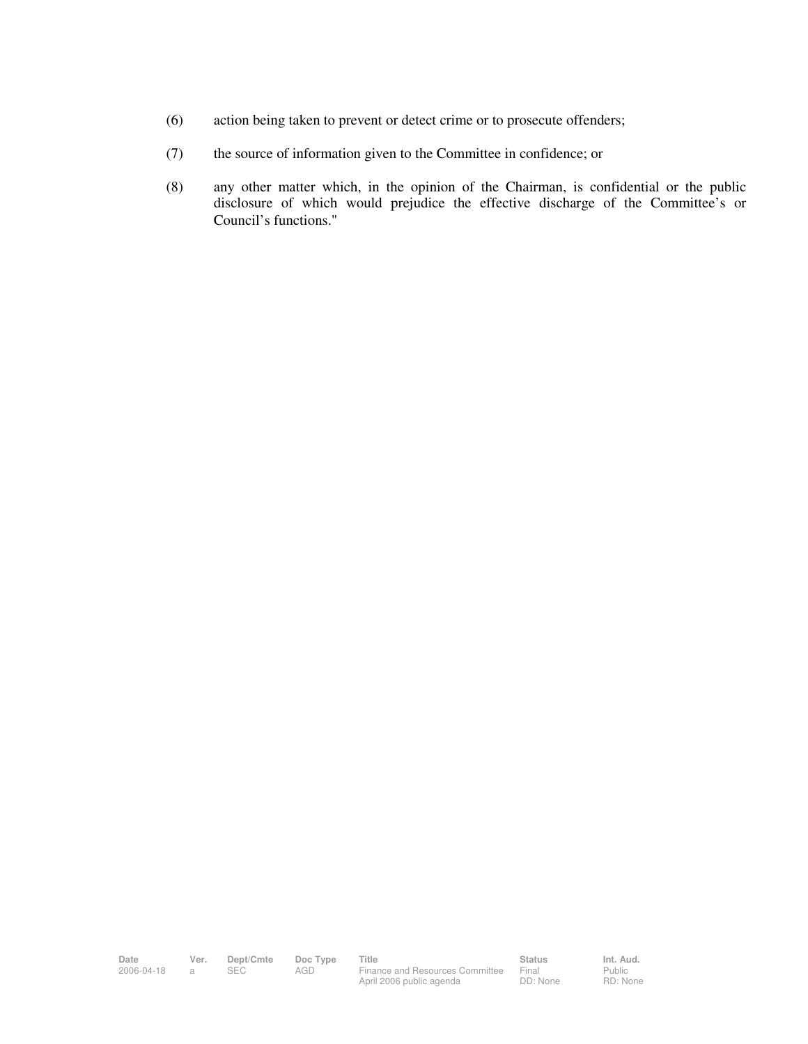(6) action being taken to prevent or detect crime or to prosecute offenders;

(7) the source of information given to the Committee in confidence; or

(8) any other matter which, in the opinion of the Chairman, is confidential or the public disclosure of which would prejudice the effective discharge of the Committee's or Council's functions."